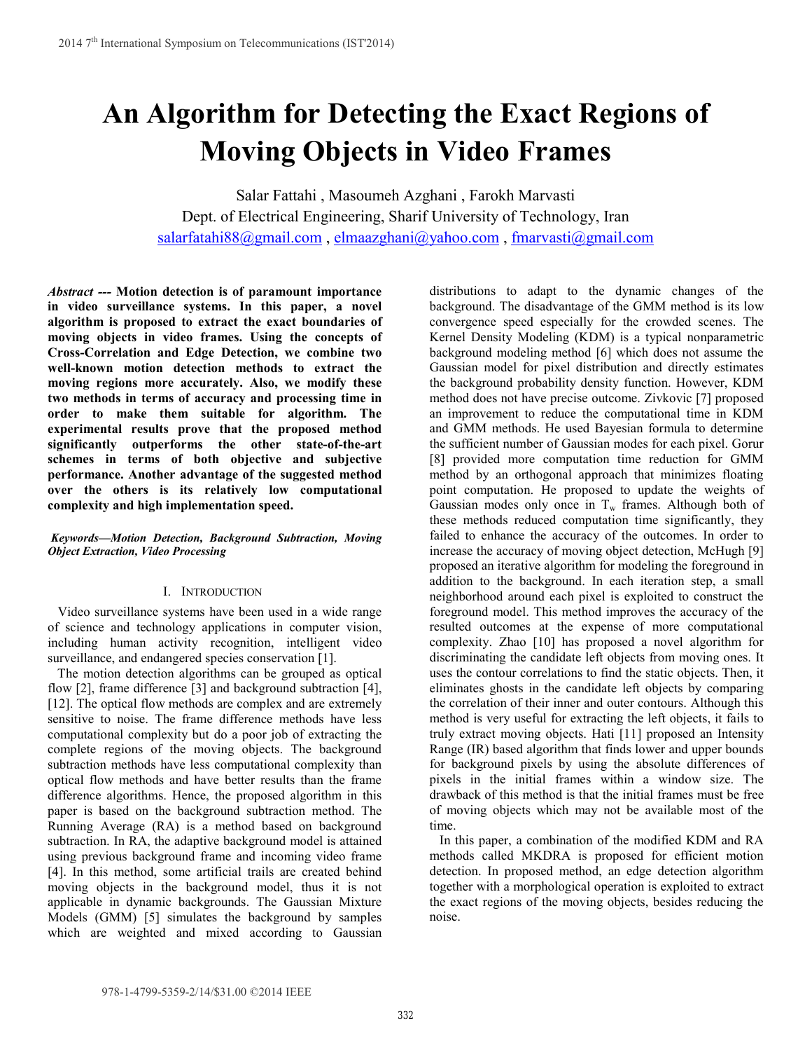# An Algorithm for Detecting the Exact Regions of Moving Objects in Video Frames

Salar Fattahi , Masoumeh Azghani , Farokh Marvasti
Dept. of Electrical Engineering, Sharif University of Technology, Iran
salarfatahi88@gmail.com , elmaazghani@yahoo.com , fmarvasti@gmail.com

***Abstract* --- Motion detection is of paramount importance in video surveillance systems. In this paper, a novel algorithm is proposed to extract the exact boundaries of moving objects in video frames. Using the concepts of Cross-Correlation and Edge Detection, we combine two well-known motion detection methods to extract the moving regions more accurately. Also, we modify these two methods in terms of accuracy and processing time in order to make them suitable for algorithm. The experimental results prove that the proposed method significantly outperforms the other state-of-the-art schemes in terms of both objective and subjective performance. Another advantage of the suggested method over the others is its relatively low computational complexity and high implementation speed.**

***Keywords—Motion Detection, Background Subtraction, Moving Object Extraction, Video Processing***

## I. Introduction

Video surveillance systems have been used in a wide range of science and technology applications in computer vision, including human activity recognition, intelligent video surveillance, and endangered species conservation [1].

The motion detection algorithms can be grouped as optical flow [2], frame difference [3] and background subtraction [4], [12]. The optical flow methods are complex and are extremely sensitive to noise. The frame difference methods have less computational complexity but do a poor job of extracting the complete regions of the moving objects. The background subtraction methods have less computational complexity than optical flow methods and have better results than the frame difference algorithms. Hence, the proposed algorithm in this paper is based on the background subtraction method. The Running Average (RA) is a method based on background subtraction. In RA, the adaptive background model is attained using previous background frame and incoming video frame [4]. In this method, some artificial trails are created behind moving objects in the background model, thus it is not applicable in dynamic backgrounds. The Gaussian Mixture Models (GMM) [5] simulates the background by samples which are weighted and mixed according to Gaussian distributions to adapt to the dynamic changes of the background. The disadvantage of the GMM method is its low convergence speed especially for the crowded scenes. The Kernel Density Modeling (KDM) is a typical nonparametric background modeling method [6] which does not assume the Gaussian model for pixel distribution and directly estimates the background probability density function. However, KDM method does not have precise outcome. Zivkovic [7] proposed an improvement to reduce the computational time in KDM and GMM methods. He used Bayesian formula to determine the sufficient number of Gaussian modes for each pixel. Gorur [8] provided more computation time reduction for GMM method by an orthogonal approach that minimizes floating point computation. He proposed to update the weights of Gaussian modes only once in $T_w$ frames. Although both of these methods reduced computation time significantly, they failed to enhance the accuracy of the outcomes. In order to increase the accuracy of moving object detection, McHugh [9] proposed an iterative algorithm for modeling the foreground in addition to the background. In each iteration step, a small neighborhood around each pixel is exploited to construct the foreground model. This method improves the accuracy of the resulted outcomes at the expense of more computational complexity. Zhao [10] has proposed a novel algorithm for discriminating the candidate left objects from moving ones. It uses the contour correlations to find the static objects. Then, it eliminates ghosts in the candidate left objects by comparing the correlation of their inner and outer contours. Although this method is very useful for extracting the left objects, it fails to truly extract moving objects. Hati [11] proposed an Intensity Range (IR) based algorithm that finds lower and upper bounds for background pixels by using the absolute differences of pixels in the initial frames within a window size. The drawback of this method is that the initial frames must be free of moving objects which may not be available most of the time.

In this paper, a combination of the modified KDM and RA methods called MKDRA is proposed for efficient motion detection. In proposed method, an edge detection algorithm together with a morphological operation is exploited to extract the exact regions of the moving objects, besides reducing the noise.

978-1-4799-5359-2/14/$31.00 ©2014 IEEE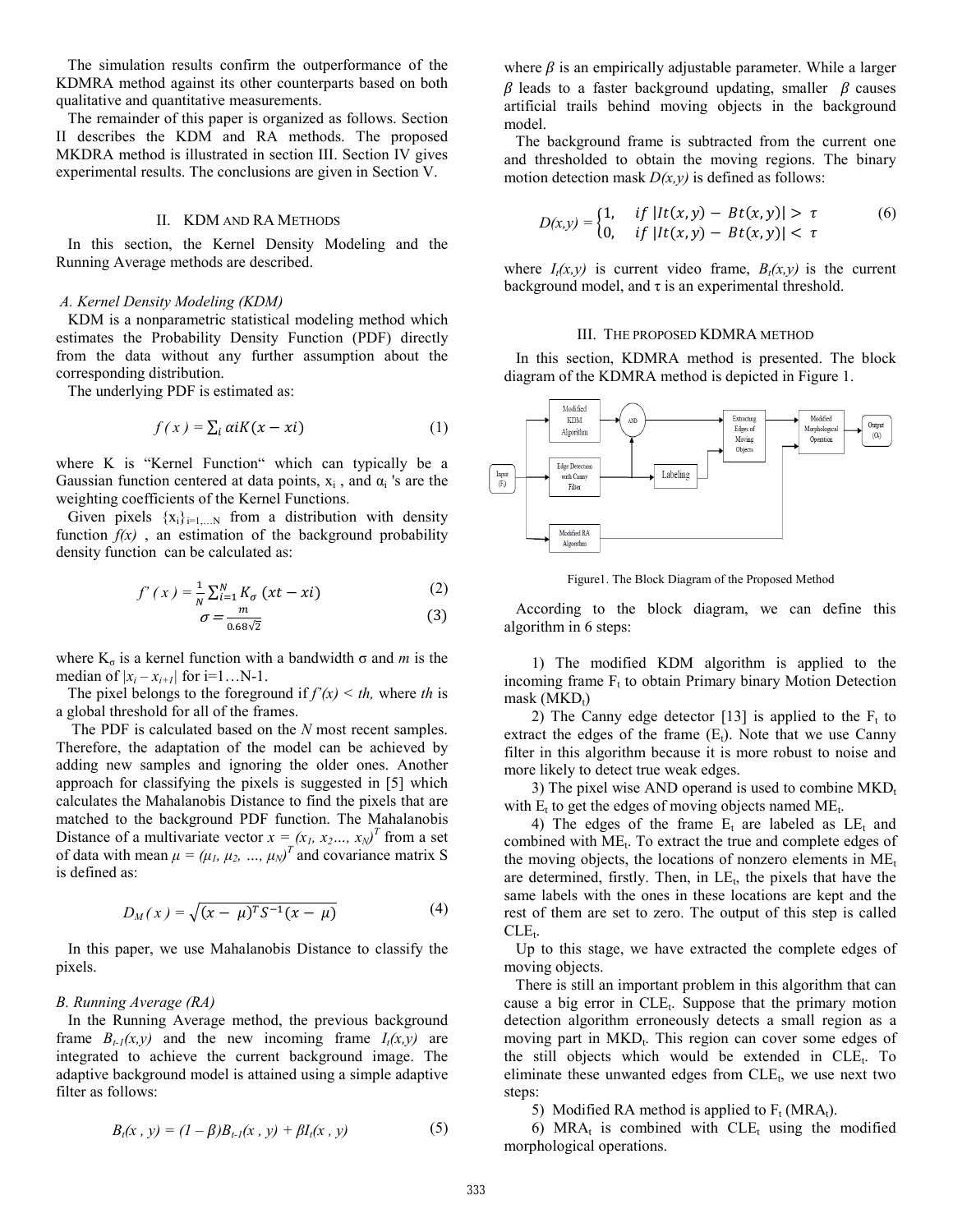The simulation results confirm the outperformance of the KDMRA method against its other counterparts based on both qualitative and quantitative measurements.

The remainder of this paper is organized as follows. Section II describes the KDM and RA methods. The proposed MKDRA method is illustrated in section III. Section IV gives experimental results. The conclusions are given in Section V.

## II. KDM and RA Methods

In this section, the Kernel Density Modeling and the Running Average methods are described.

### A. Kernel Density Modeling (KDM)

KDM is a nonparametric statistical modeling method which estimates the Probability Density Function (PDF) directly from the data without any further assumption about the corresponding distribution.

The underlying PDF is estimated as:

$$f(x) = \sum_i \alpha i K(x - xi) \tag{1}$$

where K is "Kernel Function" which can typically be a Gaussian function centered at data points, $x_i$ , and $\alpha_i$ 's are the weighting coefficients of the Kernel Functions.

Given pixels $\{x_i\}_{i=1,\dots N}$ from a distribution with density function $f(x)$ , an estimation of the background probability density function can be calculated as:

$$f'(x) = \frac{1}{N}\sum_{i=1}^{N} K_\sigma\,(xt - xi) \tag{2}$$

$$\sigma = \frac{m}{0.68\sqrt{2}} \tag{3}$$

where $K_\sigma$ is a kernel function with a bandwidth $\sigma$ and $m$ is the median of $|x_i - x_{i+1}|$ for i=1…N-1.

The pixel belongs to the foreground if $f'(x) < th$, where $th$ is a global threshold for all of the frames.

The PDF is calculated based on the $N$ most recent samples. Therefore, the adaptation of the model can be achieved by adding new samples and ignoring the older ones. Another approach for classifying the pixels is suggested in [5] which calculates the Mahalanobis Distance to find the pixels that are matched to the background PDF function. The Mahalanobis Distance of a multivariate vector $x = (x_1, x_2, \dots, x_N)^T$ from a set of data with mean $\mu = (\mu_1, \mu_2, \dots, \mu_N)^T$ and covariance matrix S is defined as:

$$D_M(x) = \sqrt{(x - \mu)^T S^{-1} (x - \mu)} \tag{4}$$

In this paper, we use Mahalanobis Distance to classify the pixels.

### B. Running Average (RA)

In the Running Average method, the previous background frame $B_{t-1}(x,y)$ and the new incoming frame $I_t(x,y)$ are integrated to achieve the current background image. The adaptive background model is attained using a simple adaptive filter as follows:

$$B_t(x, y) = (1 - \beta)B_{t-1}(x, y) + \beta I_t(x, y) \tag{5}$$

where $\beta$ is an empirically adjustable parameter. While a larger $\beta$ leads to a faster background updating, smaller $\beta$ causes artificial trails behind moving objects in the background model.

The background frame is subtracted from the current one and thresholded to obtain the moving regions. The binary motion detection mask $D(x,y)$ is defined as follows:

$$D(x,y) = \begin{cases} 1, & if\ |It(x,y) - Bt(x,y)| > \tau \\ 0, & if\ |It(x,y) - Bt(x,y)| < \tau \end{cases} \tag{6}$$

where $I_t(x,y)$ is current video frame, $B_t(x,y)$ is the current background model, and $\tau$ is an experimental threshold.

## III. The Proposed KDMRA Method

In this section, KDMRA method is presented. The block diagram of the KDMRA method is depicted in Figure 1.

Figure1. The Block Diagram of the Proposed Method

According to the block diagram, we can define this algorithm in 6 steps:

1) The modified KDM algorithm is applied to the incoming frame $F_t$ to obtain Primary binary Motion Detection mask ($MKD_t$)

2) The Canny edge detector [13] is applied to the $F_t$ to extract the edges of the frame ($E_t$). Note that we use Canny filter in this algorithm because it is more robust to noise and more likely to detect true weak edges.

3) The pixel wise AND operand is used to combine $MKD_t$ with $E_t$ to get the edges of moving objects named $ME_t$.

4) The edges of the frame $E_t$ are labeled as $LE_t$ and combined with $ME_t$. To extract the true and complete edges of the moving objects, the locations of nonzero elements in $ME_t$ are determined, firstly. Then, in $LE_t$, the pixels that have the same labels with the ones in these locations are kept and the rest of them are set to zero. The output of this step is called $CLE_t$.

Up to this stage, we have extracted the complete edges of moving objects.

There is still an important problem in this algorithm that can cause a big error in $CLE_t$. Suppose that the primary motion detection algorithm erroneously detects a small region as a moving part in $MKD_t$. This region can cover some edges of the still objects which would be extended in $CLE_t$. To eliminate these unwanted edges from $CLE_t$, we use next two steps:

5) Modified RA method is applied to $F_t$ ($MRA_t$).

6) $MRA_t$ is combined with $CLE_t$ using the modified morphological operations.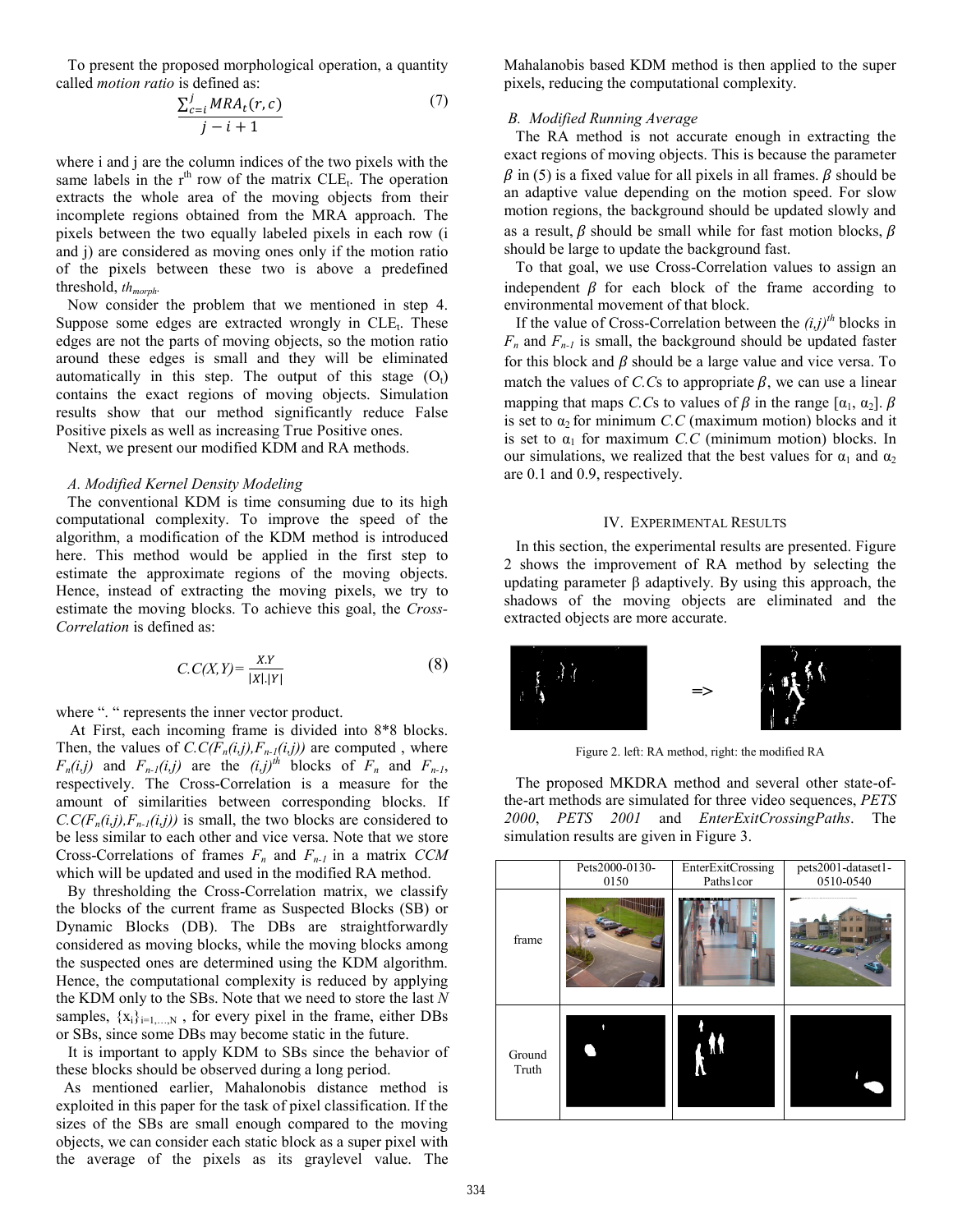To present the proposed morphological operation, a quantity called *motion ratio* is defined as:

$$\frac{\sum_{c=i}^{j} MRA_t(r,c)}{j-i+1} \tag{7}$$

where i and j are the column indices of the two pixels with the same labels in the $r^{th}$ row of the matrix $CLE_t$. The operation extracts the whole area of the moving objects from their incomplete regions obtained from the MRA approach. The pixels between the two equally labeled pixels in each row (i and j) are considered as moving ones only if the motion ratio of the pixels between these two is above a predefined threshold, $th_{morph}$.

Now consider the problem that we mentioned in step 4. Suppose some edges are extracted wrongly in $CLE_t$. These edges are not the parts of moving objects, so the motion ratio around these edges is small and they will be eliminated automatically in this step. The output of this stage ($O_t$) contains the exact regions of moving objects. Simulation results show that our method significantly reduce False Positive pixels as well as increasing True Positive ones.

Next, we present our modified KDM and RA methods.

### A. Modified Kernel Density Modeling

The conventional KDM is time consuming due to its high computational complexity. To improve the speed of the algorithm, a modification of the KDM method is introduced here. This method would be applied in the first step to estimate the approximate regions of the moving objects. Hence, instead of extracting the moving pixels, we try to estimate the moving blocks. To achieve this goal, the *Cross-Correlation* is defined as:

$$C.C(X,Y) = \frac{X.Y}{|X|.|Y|} \tag{8}$$

where ". " represents the inner vector product.

At First, each incoming frame is divided into 8*8 blocks. Then, the values of $C.C(F_n(i,j),F_{n-1}(i,j))$ are computed , where $F_n(i,j)$ and $F_{n-1}(i,j)$ are the $(i,j)^{th}$ blocks of $F_n$ and $F_{n-1}$, respectively. The Cross-Correlation is a measure for the amount of similarities between corresponding blocks. If $C.C(F_n(i,j),F_{n-1}(i,j))$ is small, the two blocks are considered to be less similar to each other and vice versa. Note that we store Cross-Correlations of frames $F_n$ and $F_{n-1}$ in a matrix *CCM* which will be updated and used in the modified RA method.

By thresholding the Cross-Correlation matrix, we classify the blocks of the current frame as Suspected Blocks (SB) or Dynamic Blocks (DB). The DBs are straightforwardly considered as moving blocks, while the moving blocks among the suspected ones are determined using the KDM algorithm. Hence, the computational complexity is reduced by applying the KDM only to the SBs. Note that we need to store the last *N* samples, $\{x_i\}_{i=1,\ldots,N}$ , for every pixel in the frame, either DBs or SBs, since some DBs may become static in the future.

It is important to apply KDM to SBs since the behavior of these blocks should be observed during a long period.

As mentioned earlier, Mahalanobis distance method is exploited in this paper for the task of pixel classification. If the sizes of the SBs are small enough compared to the moving objects, we can consider each static block as a super pixel with the average of the pixels as its graylevel value. The Mahalanobis based KDM method is then applied to the super pixels, reducing the computational complexity.

### B. Modified Running Average

The RA method is not accurate enough in extracting the exact regions of moving objects. This is because the parameter $\beta$ in (5) is a fixed value for all pixels in all frames. $\beta$ should be an adaptive value depending on the motion speed. For slow motion regions, the background should be updated slowly and as a result, $\beta$ should be small while for fast motion blocks, $\beta$ should be large to update the background fast.

To that goal, we use Cross-Correlation values to assign an independent $\beta$ for each block of the frame according to environmental movement of that block.

If the value of Cross-Correlation between the $(i,j)^{th}$ blocks in $F_n$ and $F_{n-1}$ is small, the background should be updated faster for this block and $\beta$ should be a large value and vice versa. To match the values of *C.C*s to appropriate $\beta$, we can use a linear mapping that maps *C.C*s to values of $\beta$ in the range $[\alpha_1, \alpha_2]$. $\beta$ is set to $\alpha_2$ for minimum *C.C* (maximum motion) blocks and it is set to $\alpha_1$ for maximum *C.C* (minimum motion) blocks. In our simulations, we realized that the best values for $\alpha_1$ and $\alpha_2$ are 0.1 and 0.9, respectively.

## IV. Experimental Results

In this section, the experimental results are presented. Figure 2 shows the improvement of RA method by selecting the updating parameter β adaptively. By using this approach, the shadows of the moving objects are eliminated and the extracted objects are more accurate.

=>

Figure 2. left: RA method, right: the modified RA

The proposed MKDRA method and several other state-of-the-art methods are simulated for three video sequences, *PETS 2000*, *PETS 2001* and *EnterExitCrossingPaths*. The simulation results are given in Figure 3.

| | Pets2000-0130-0150 | EnterExitCrossing Paths1cor | pets2001-dataset1-0510-0540 |
|---|---|---|---|
| frame | | | |
| Ground Truth | | | |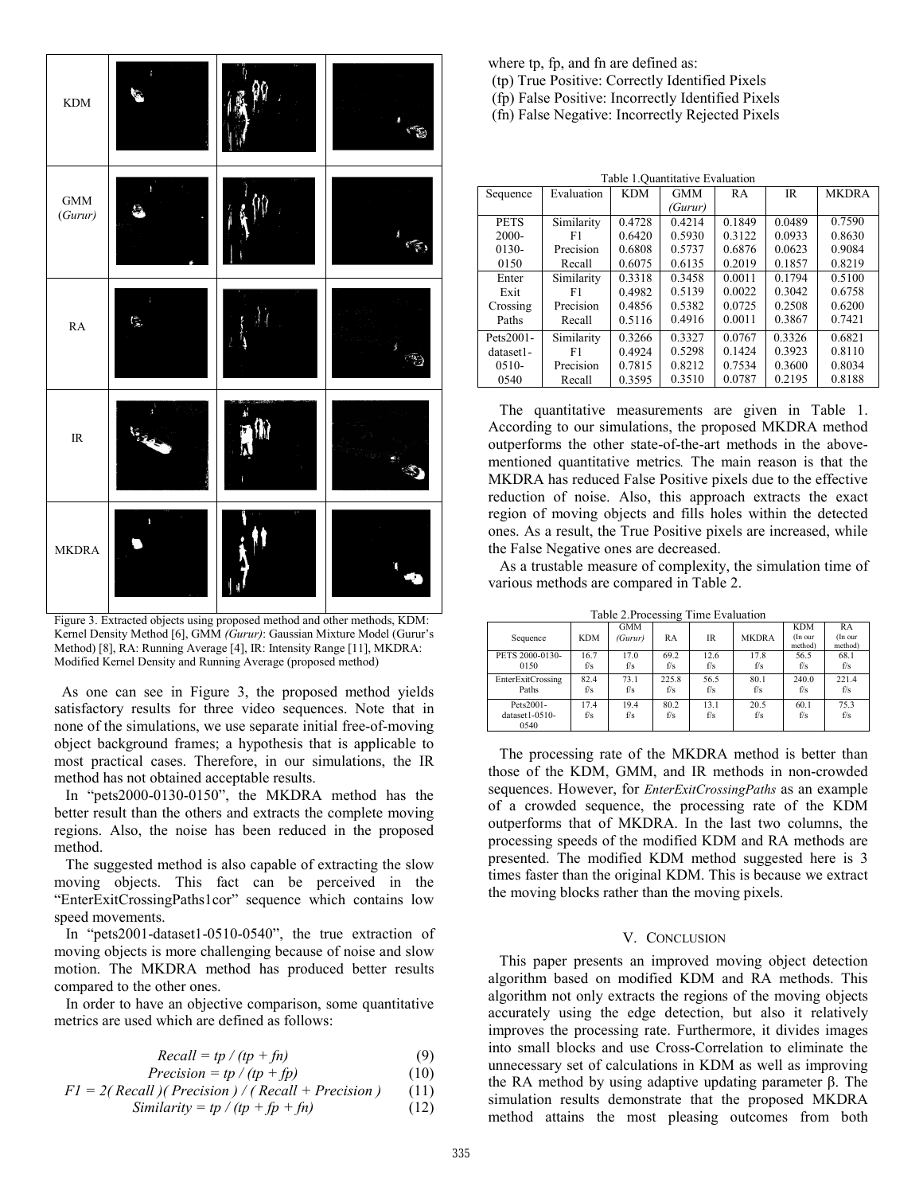Figure 3. Extracted objects using proposed method and other methods, KDM: Kernel Density Method [6], GMM *(Gurur)*: Gaussian Mixture Model (Gurur's Method) [8], RA: Running Average [4], IR: Intensity Range [11], MKDRA: Modified Kernel Density and Running Average (proposed method)

As one can see in Figure 3, the proposed method yields satisfactory results for three video sequences. Note that in none of the simulations, we use separate initial free-of-moving object background frames; a hypothesis that is applicable to most practical cases. Therefore, in our simulations, the IR method has not obtained acceptable results.

In "pets2000-0130-0150", the MKDRA method has the better result than the others and extracts the complete moving regions. Also, the noise has been reduced in the proposed method.

The suggested method is also capable of extracting the slow moving objects. This fact can be perceived in the "EnterExitCrossingPaths1cor" sequence which contains low speed movements.

In "pets2001-dataset1-0510-0540", the true extraction of moving objects is more challenging because of noise and slow motion. The MKDRA method has produced better results compared to the other ones.

In order to have an objective comparison, some quantitative metrics are used which are defined as follows:

$$Recall = tp / (tp + fn) \tag{9}$$

$$Precision = tp / (tp + fp) \tag{10}$$

$$F1 = 2( Recall )( Precision ) / ( Recall + Precision ) \tag{11}$$

$$Similarity = tp / (tp + fp + fn) \tag{12}$$

where tp, fp, and fn are defined as:

(tp) True Positive: Correctly Identified Pixels

(fp) False Positive: Incorrectly Identified Pixels

(fn) False Negative: Incorrectly Rejected Pixels

Table 1.Quantitative Evaluation

| Sequence | Evaluation | KDM | GMM *(Gurur)* | RA | IR | MKDRA |
|---|---|---|---|---|---|---|
| PETS 2000-0130-0150 | Similarity | 0.4728 | 0.4214 | 0.1849 | 0.0489 | 0.7590 |
| | F1 | 0.6420 | 0.5930 | 0.3122 | 0.0933 | 0.8630 |
| | Precision | 0.6808 | 0.5737 | 0.6876 | 0.0623 | 0.9084 |
| | Recall | 0.6075 | 0.6135 | 0.2019 | 0.1857 | 0.8219 |
| Enter Exit Crossing Paths | Similarity | 0.3318 | 0.3458 | 0.0011 | 0.1794 | 0.5100 |
| | F1 | 0.4982 | 0.5139 | 0.0022 | 0.3042 | 0.6758 |
| | Precision | 0.4856 | 0.5382 | 0.0725 | 0.2508 | 0.6200 |
| | Recall | 0.5116 | 0.4916 | 0.0011 | 0.3867 | 0.7421 |
| Pets2001-dataset1-0510-0540 | Similarity | 0.3266 | 0.3327 | 0.0767 | 0.3326 | 0.6821 |
| | F1 | 0.4924 | 0.5298 | 0.1424 | 0.3923 | 0.8110 |
| | Precision | 0.7815 | 0.8212 | 0.7534 | 0.3600 | 0.8034 |
| | Recall | 0.3595 | 0.3510 | 0.0787 | 0.2195 | 0.8188 |

The quantitative measurements are given in Table 1. According to our simulations, the proposed MKDRA method outperforms the other state-of-the-art methods in the above-mentioned quantitative metrics*.* The main reason is that the MKDRA has reduced False Positive pixels due to the effective reduction of noise. Also, this approach extracts the exact region of moving objects and fills holes within the detected ones. As a result, the True Positive pixels are increased, while the False Negative ones are decreased.

As a trustable measure of complexity, the simulation time of various methods are compared in Table 2.

Table 2.Processing Time Evaluation

| Sequence | KDM | GMM *(Gurur)* | RA | IR | MKDRA | KDM (In our method) | RA (In our method) |
|---|---|---|---|---|---|---|---|
| PETS 2000-0130-0150 | 16.7 f/s | 17.0 f/s | 69.2 f/s | 12.6 f/s | 17.8 f/s | 56.5 f/s | 68.1 f/s |
| EnterExitCrossing Paths | 82.4 f/s | 73.1 f/s | 225.8 f/s | 56.5 f/s | 80.1 f/s | 240.0 f/s | 221.4 f/s |
| Pets2001-dataset1-0510-0540 | 17.4 f/s | 19.4 f/s | 80.2 f/s | 13.1 f/s | 20.5 f/s | 60.1 f/s | 75.3 f/s |

The processing rate of the MKDRA method is better than those of the KDM, GMM, and IR methods in non-crowded sequences. However, for *EnterExitCrossingPaths* as an example of a crowded sequence, the processing rate of the KDM outperforms that of MKDRA. In the last two columns, the processing speeds of the modified KDM and RA methods are presented. The modified KDM method suggested here is 3 times faster than the original KDM. This is because we extract the moving blocks rather than the moving pixels.

## V. Conclusion

This paper presents an improved moving object detection algorithm based on modified KDM and RA methods. This algorithm not only extracts the regions of the moving objects accurately using the edge detection, but also it relatively improves the processing rate. Furthermore, it divides images into small blocks and use Cross-Correlation to eliminate the unnecessary set of calculations in KDM as well as improving the RA method by using adaptive updating parameter β. The simulation results demonstrate that the proposed MKDRA method attains the most pleasing outcomes from both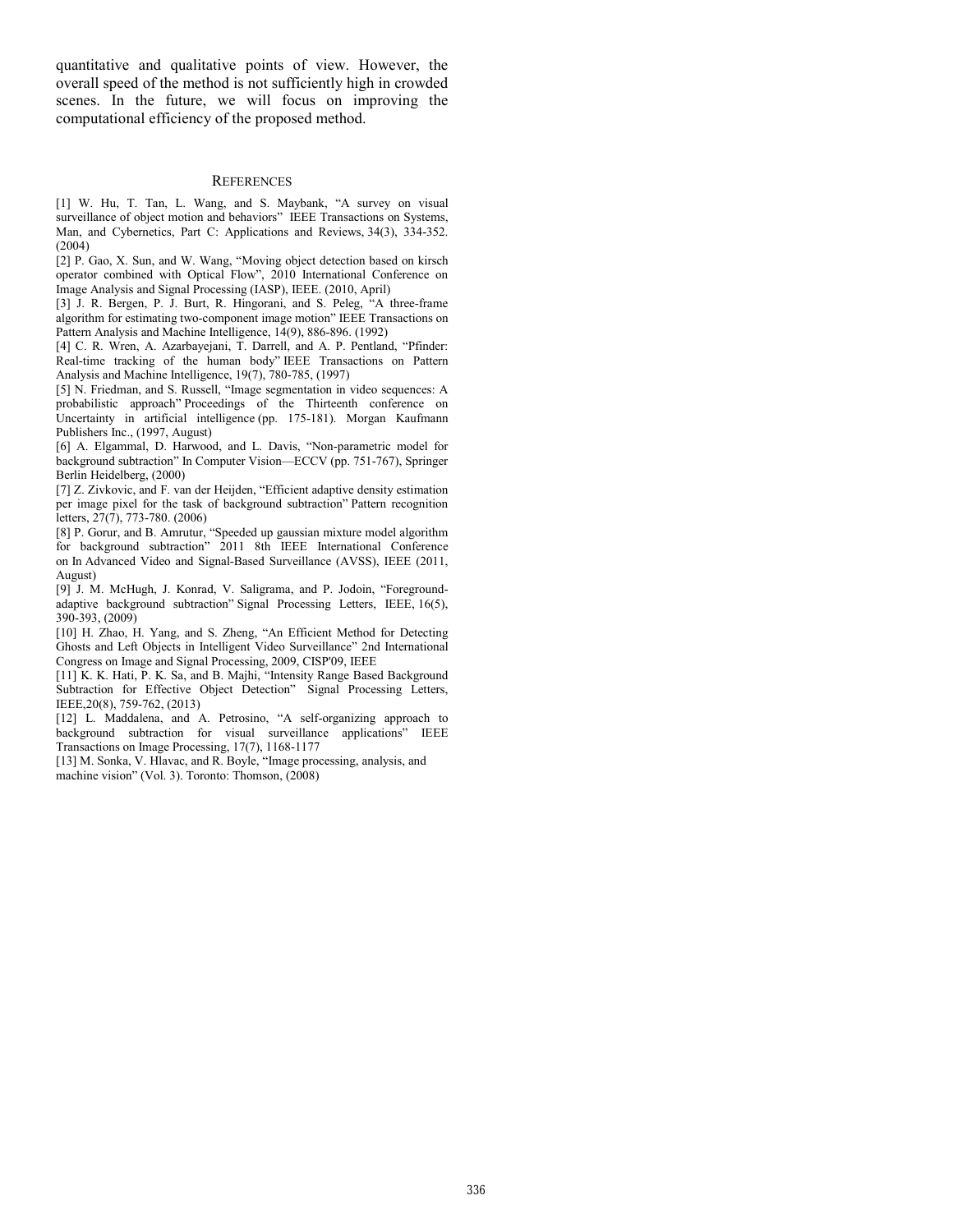quantitative and qualitative points of view. However, the overall speed of the method is not sufficiently high in crowded scenes. In the future, we will focus on improving the computational efficiency of the proposed method.

## References

[1] W. Hu, T. Tan, L. Wang, and S. Maybank, "A survey on visual surveillance of object motion and behaviors" IEEE Transactions on Systems, Man, and Cybernetics, Part C: Applications and Reviews, 34(3), 334-352. (2004)

[2] P. Gao, X. Sun, and W. Wang, "Moving object detection based on kirsch operator combined with Optical Flow", 2010 International Conference on Image Analysis and Signal Processing (IASP), IEEE. (2010, April)

[3] J. R. Bergen, P. J. Burt, R. Hingorani, and S. Peleg, "A three-frame algorithm for estimating two-component image motion" IEEE Transactions on Pattern Analysis and Machine Intelligence, 14(9), 886-896. (1992)

[4] C. R. Wren, A. Azarbayejani, T. Darrell, and A. P. Pentland, "Pfinder: Real-time tracking of the human body" IEEE Transactions on Pattern Analysis and Machine Intelligence, 19(7), 780-785, (1997)

[5] N. Friedman, and S. Russell, "Image segmentation in video sequences: A probabilistic approach" Proceedings of the Thirteenth conference on Uncertainty in artificial intelligence (pp. 175-181). Morgan Kaufmann Publishers Inc., (1997, August)

[6] A. Elgammal, D. Harwood, and L. Davis, "Non-parametric model for background subtraction" In Computer Vision—ECCV (pp. 751-767), Springer Berlin Heidelberg, (2000)

[7] Z. Zivkovic, and F. van der Heijden, "Efficient adaptive density estimation per image pixel for the task of background subtraction" Pattern recognition letters, 27(7), 773-780. (2006)

[8] P. Gorur, and B. Amrutur, "Speeded up gaussian mixture model algorithm for background subtraction" 2011 8th IEEE International Conference on In Advanced Video and Signal-Based Surveillance (AVSS), IEEE (2011, August)

[9] J. M. McHugh, J. Konrad, V. Saligrama, and P. Jodoin, "Foreground-adaptive background subtraction" Signal Processing Letters, IEEE, 16(5), 390-393, (2009)

[10] H. Zhao, H. Yang, and S. Zheng, "An Efficient Method for Detecting Ghosts and Left Objects in Intelligent Video Surveillance" 2nd International Congress on Image and Signal Processing, 2009, CISP'09, IEEE

[11] K. K. Hati, P. K. Sa, and B. Majhi, "Intensity Range Based Background Subtraction for Effective Object Detection" Signal Processing Letters, IEEE,20(8), 759-762, (2013)

[12] L. Maddalena, and A. Petrosino, "A self-organizing approach to background subtraction for visual surveillance applications" IEEE Transactions on Image Processing, 17(7), 1168-1177

[13] M. Sonka, V. Hlavac, and R. Boyle, "Image processing, analysis, and machine vision" (Vol. 3). Toronto: Thomson, (2008)